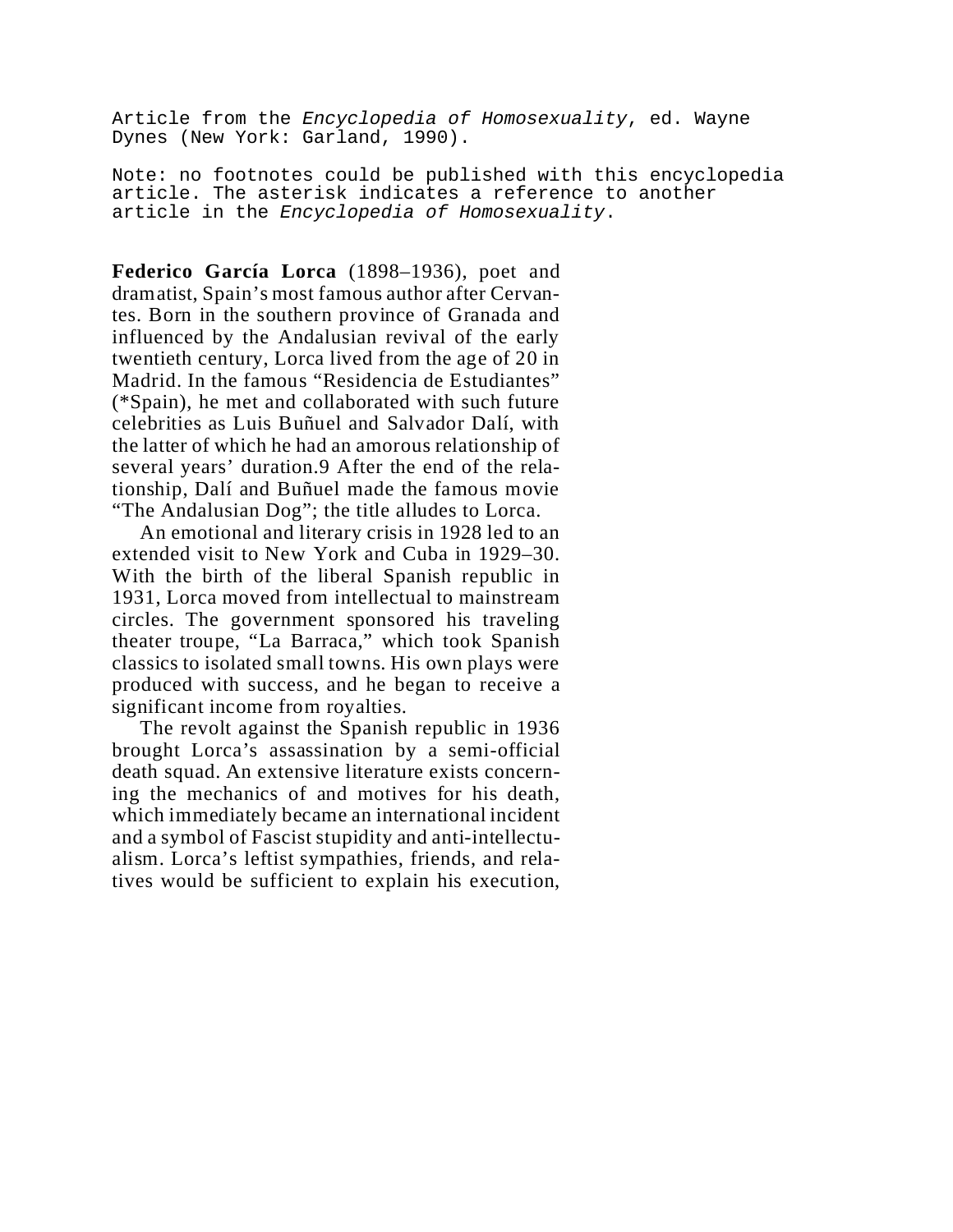Article from the *Encyclopedia of Homosexuality*, ed. Wayne Dynes (New York: Garland, 1990).

Note: no footnotes could be published with this encyclopedia article. The asterisk indicates a reference to another article in the *Encyclopedia of Homosexuality*.

**Federico García Lorca** (1898–1936), poet and dramatist, Spain's most famous author after Cervantes. Born in the southern province of Granada and influenced by the Andalusian revival of the early twentieth century, Lorca lived from the age of 20 in Madrid. In the famous "Residencia de Estudiantes" (*Spain), he met and collaborated with such future celebrities as Luis Buñuel and Salvador Dalí, with the latter of which he had an amorous relationship of several years' duration.9 After the end of the relationship, Dalí and Buñuel made the famous movie "The Andalusian Dog"; the title alludes to Lorca.

An emotional and literary crisis in 1928 led to an extended visit to New York and Cuba in 1929–30. With the birth of the liberal Spanish republic in 1931, Lorca moved from intellectual to mainstream circles. The government sponsored his traveling theater troupe, "La Barraca," which took Spanish classics to isolated small towns. His own plays were produced with success, and he began to receive a significant income from royalties.

The revolt against the Spanish republic in 1936 brought Lorca's assassination by a semi-official death squad. An extensive literature exists concerning the mechanics of and motives for his death, which immediately became an international incident and a symbol of Fascist stupidity and anti-intellectualism. Lorca's leftist sympathies, friends, and relatives would be sufficient to explain his execution,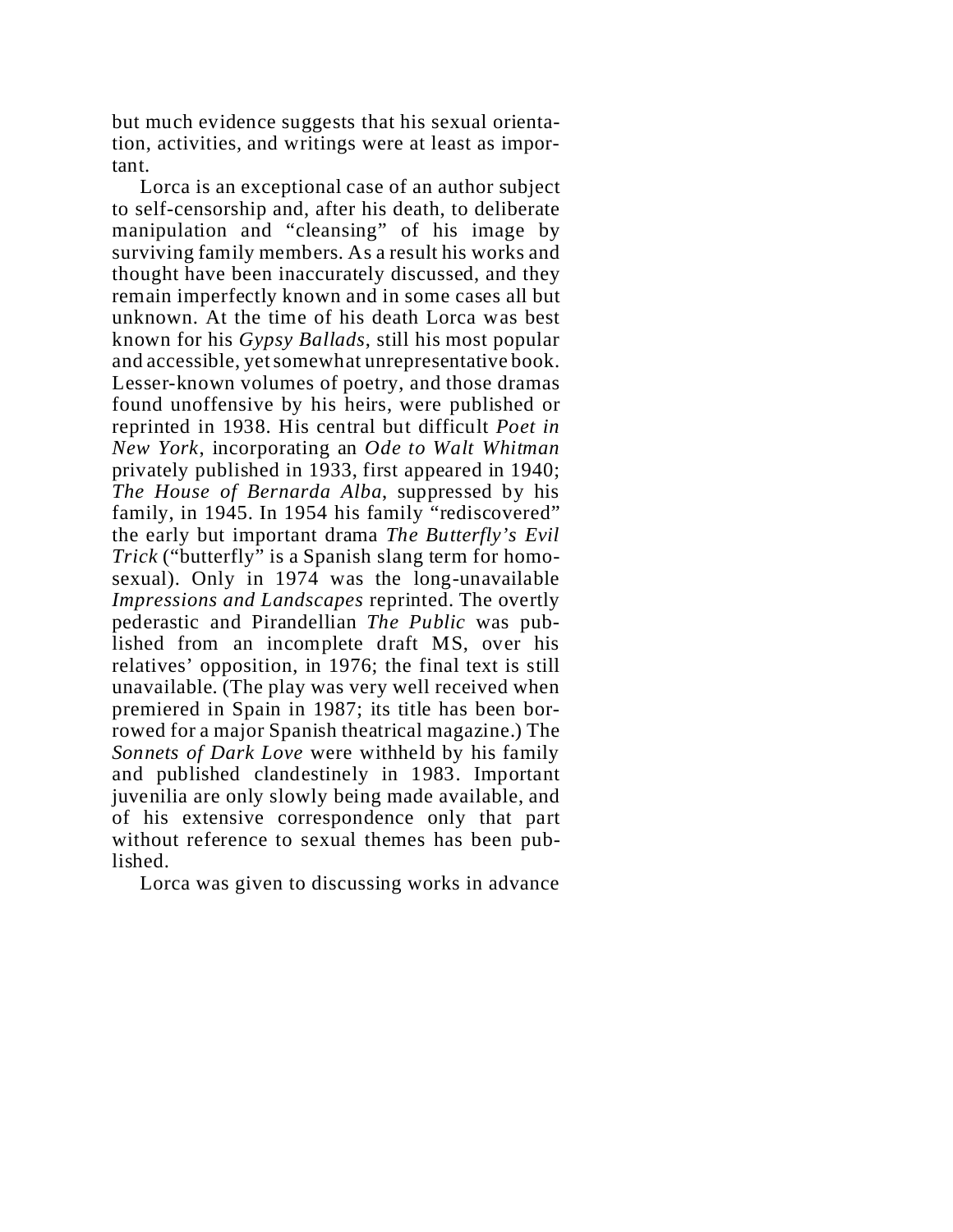but much evidence suggests that his sexual orientation, activities, and writings were at least as important.

Lorca is an exceptional case of an author subject to self-censorship and, after his death, to deliberate manipulation and "cleansing" of his image by surviving family members. As a result his works and thought have been inaccurately discussed, and they remain imperfectly known and in some cases all but unknown. At the time of his death Lorca was best known for his *Gypsy Ballads*, still his most popular and accessible, yet somewhat unrepresentative book. Lesser-known volumes of poetry, and those dramas found unoffensive by his heirs, were published or reprinted in 1938. His central but difficult *Poet in New York*, incorporating an *Ode to Walt Whitman* privately published in 1933, first appeared in 1940; *The House of Bernarda Alba*, suppressed by his family, in 1945. In 1954 his family "rediscovered" the early but important drama *The Butterfly's Evil Trick* ("butterfly" is a Spanish slang term for homosexual). Only in 1974 was the long-unavailable *Impressions and Landscapes* reprinted. The overtly pederastic and Pirandellian *The Public* was published from an incomplete draft MS, over his relatives' opposition, in 1976; the final text is still unavailable. (The play was very well received when premiered in Spain in 1987; its title has been borrowed for a major Spanish theatrical magazine.) The *Sonnets of Dark Love* were withheld by his family and published clandestinely in 1983. Important juvenilia are only slowly being made available, and of his extensive correspondence only that part without reference to sexual themes has been published.

Lorca was given to discussing works in advance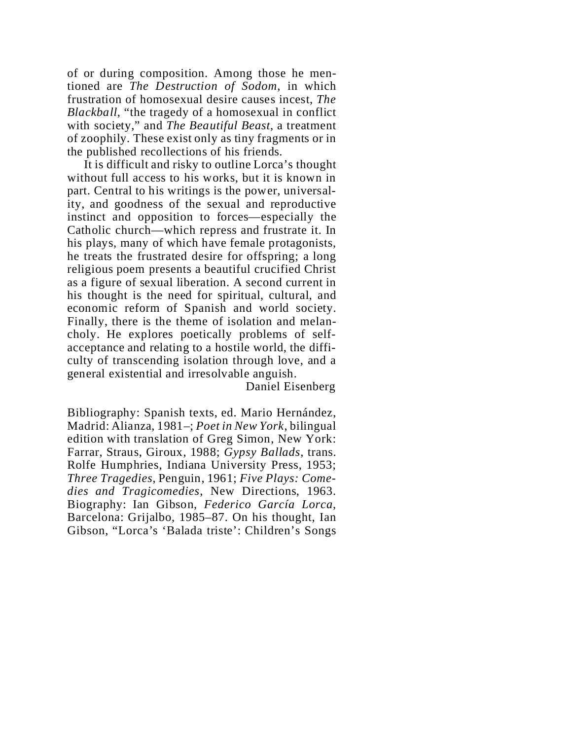of or during composition. Among those he mentioned are *The Destruction of Sodom*, in which frustration of homosexual desire causes incest, *The Blackball*, "the tragedy of a homosexual in conflict with society," and *The Beautiful Beast*, a treatment of zoophily. These exist only as tiny fragments or in the published recollections of his friends.

It is difficult and risky to outline Lorca's thought without full access to his works, but it is known in part. Central to his writings is the power, universality, and goodness of the sexual and reproductive instinct and opposition to forces—especially the Catholic church—which repress and frustrate it. In his plays, many of which have female protagonists, he treats the frustrated desire for offspring; a long religious poem presents a beautiful crucified Christ as a figure of sexual liberation. A second current in his thought is the need for spiritual, cultural, and economic reform of Spanish and world society. Finally, there is the theme of isolation and melancholy. He explores poetically problems of self-acceptance and relating to a hostile world, the difficulty of transcending isolation through love, and a general existential and irresolvable anguish.

Daniel Eisenberg

Bibliography: Spanish texts, ed. Mario Hernández, Madrid: Alianza, 1981–; *Poet in New York*, bilingual edition with translation of Greg Simon, New York: Farrar, Straus, Giroux, 1988; *Gypsy Ballads*, trans. Rolfe Humphries, Indiana University Press, 1953; *Three Tragedies*, Penguin, 1961; *Five Plays: Comedies and Tragicomedies*, New Directions, 1963. Biography: Ian Gibson, *Federico García Lorca*, Barcelona: Grijalbo, 1985–87. On his thought, Ian Gibson, "Lorca's 'Balada triste': Children's Songs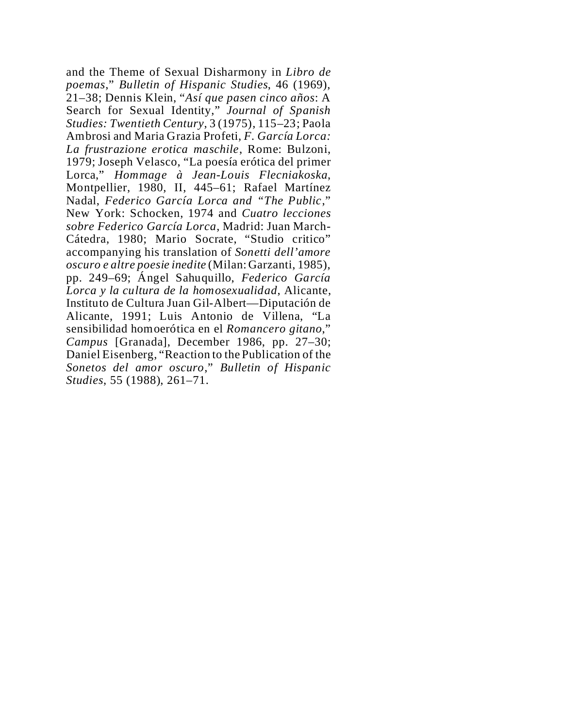and the Theme of Sexual Disharmony in *Libro de poemas*," *Bulletin of Hispanic Studies*, 46 (1969), 21–38; Dennis Klein, "*Así que pasen cinco años*: A Search for Sexual Identity," *Journal of Spanish Studies: Twentieth Century*, 3 (1975), 115–23; Paola Ambrosi and Maria Grazia Profeti, *F. García Lorca: La frustrazione erotica maschile*, Rome: Bulzoni, 1979; Joseph Velasco, "La poesía erótica del primer Lorca," *Hommage à Jean-Louis Flecniakoska*, Montpellier, 1980, II, 445–61; Rafael Martínez Nadal, *Federico García Lorca and "The Public*," New York: Schocken, 1974 and *Cuatro lecciones sobre Federico García Lorca*, Madrid: Juan March-Cátedra, 1980; Mario Socrate, "Studio critico" accompanying his translation of *Sonetti dell'amore oscuro e altre poesie inedite* (Milan: Garzanti, 1985), pp. 249–69; Ángel Sahuquillo, *Federico García Lorca y la cultura de la homosexualidad*, Alicante, Instituto de Cultura Juan Gil-Albert—Diputación de Alicante, 1991; Luis Antonio de Villena, "La sensibilidad homoerótica en el *Romancero gitano*," *Campus* [Granada], December 1986, pp. 27–30; Daniel Eisenberg, "Reaction to the Publication of the *Sonetos del amor oscuro*," *Bulletin of Hispanic Studies*, 55 (1988), 261–71.